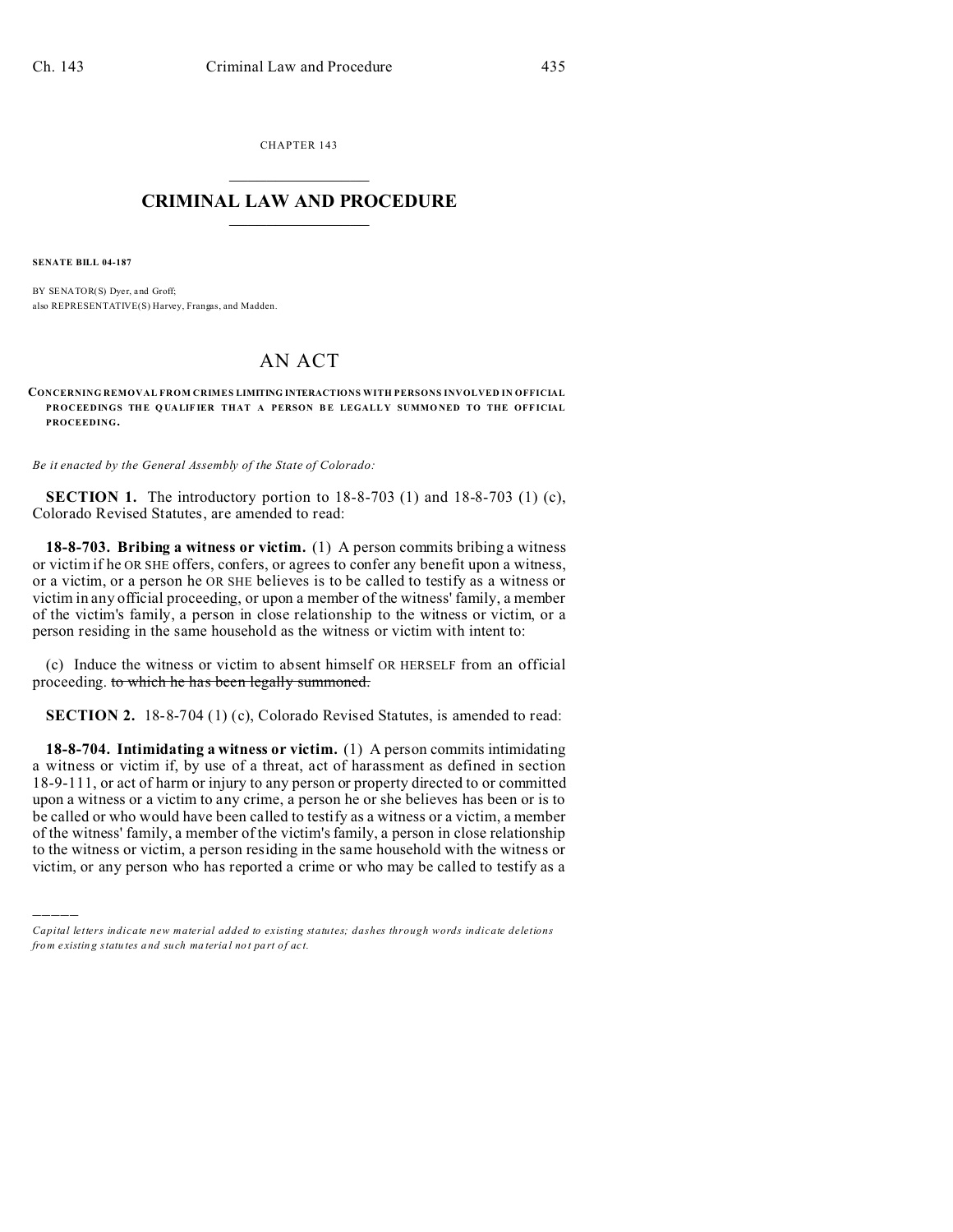CHAPTER 143

# CRIMINAL LAW AND PROCEDURE

**SENATE BILL 04-187**

BY SENATOR(S) Dyer, and Groff;
also REPRESENTATIVE(S) Harvey, Frangas, and Madden.

# AN ACT

**CONCERNING REMOVAL FROM CRIMES LIMITING INTERACTIONS WITH PERSONS INVOLVED IN OFFICIAL PROCEEDINGS THE QUALIFIER THAT A PERSON BE LEGALLY SUMMONED TO THE OFFICIAL PROCEEDING.**

*Be it enacted by the General Assembly of the State of Colorado:*

**SECTION 1.** The introductory portion to 18-8-703 (1) and 18-8-703 (1) (c), Colorado Revised Statutes, are amended to read:

**18-8-703. Bribing a witness or victim.** (1) A person commits bribing a witness or victim if he OR SHE offers, confers, or agrees to confer any benefit upon a witness, or a victim, or a person he OR SHE believes is to be called to testify as a witness or victim in any official proceeding, or upon a member of the witness' family, a member of the victim's family, a person in close relationship to the witness or victim, or a person residing in the same household as the witness or victim with intent to:

(c) Induce the witness or victim to absent himself OR HERSELF from an official proceeding. ~~to which he has been legally summoned.~~

**SECTION 2.** 18-8-704 (1) (c), Colorado Revised Statutes, is amended to read:

**18-8-704. Intimidating a witness or victim.** (1) A person commits intimidating a witness or victim if, by use of a threat, act of harassment as defined in section 18-9-111, or act of harm or injury to any person or property directed to or committed upon a witness or a victim to any crime, a person he or she believes has been or is to be called or who would have been called to testify as a witness or a victim, a member of the witness' family, a member of the victim's family, a person in close relationship to the witness or victim, a person residing in the same household with the witness or victim, or any person who has reported a crime or who may be called to testify as a

*Capital letters indicate new material added to existing statutes; dashes through words indicate deletions from existing statutes and such material not part of act.*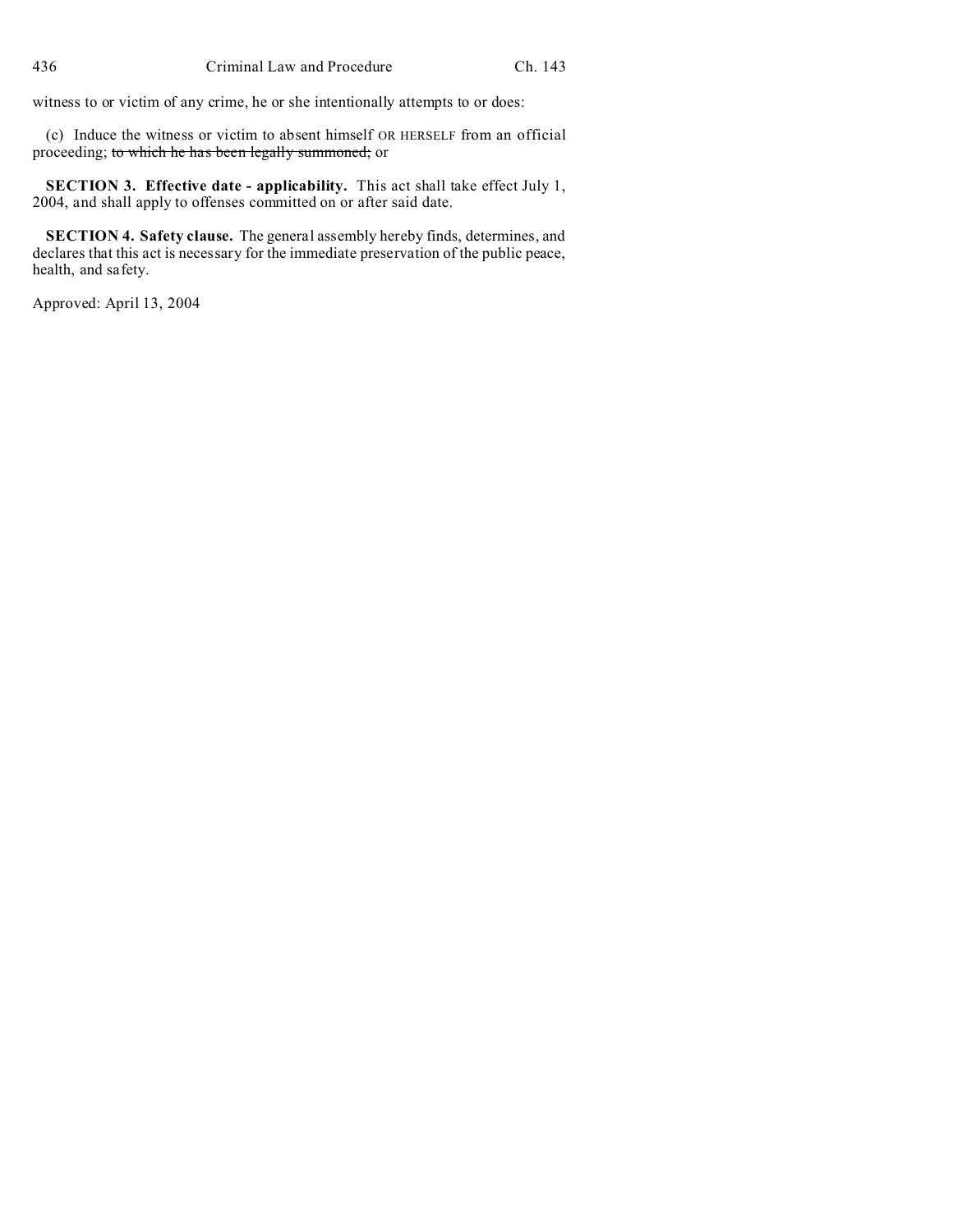witness to or victim of any crime, he or she intentionally attempts to or does:

(c) Induce the witness or victim to absent himself OR HERSELF from an official proceeding; ~~to which he has been legally summoned;~~ or

**SECTION 3. Effective date - applicability.** This act shall take effect July 1, 2004, and shall apply to offenses committed on or after said date.

**SECTION 4. Safety clause.** The general assembly hereby finds, determines, and declares that this act is necessary for the immediate preservation of the public peace, health, and safety.

Approved: April 13, 2004